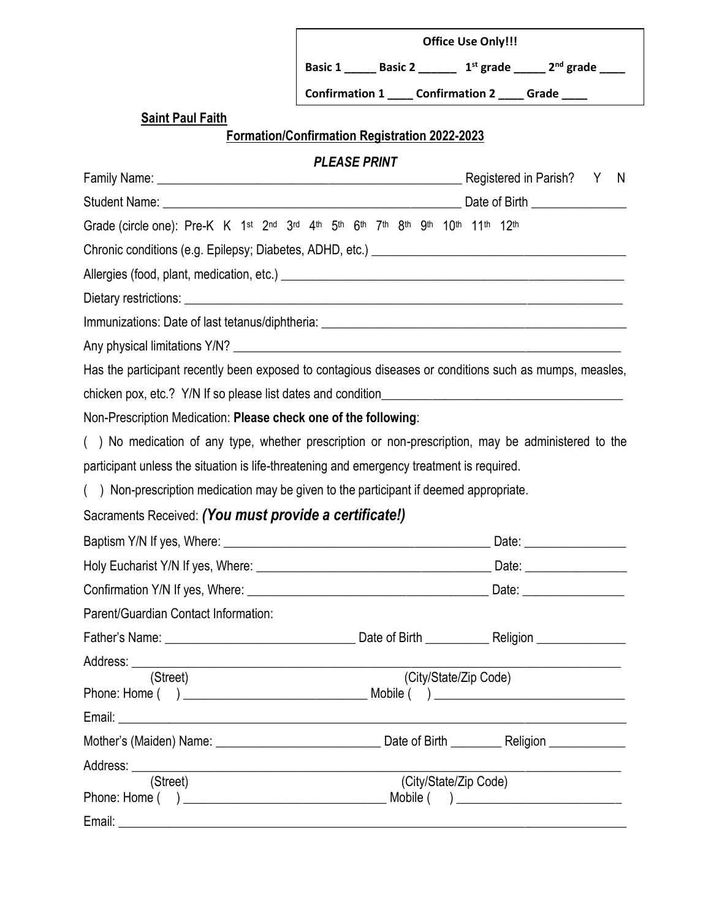**Office Use Only!!!**

**Basic 1 _____ Basic 2 ______ 1st grade _____ 2nd grade ____**

**Confirmation 1 ____ Confirmation 2 ____ Grade ____**

**Saint Paul Faith**

**Formation/Confirmation Registration 2022-2023**

***PLEASE PRINT***

Family Name: ________________________________________________ Registered in Parish? Y N

Student Name: _______________________________________________ Date of Birth ______________

Grade (circle one): Pre-K K 1st 2nd 3rd 4th 5th 6th 7th 8th 9th 10th 11th 12th

Chronic conditions (e.g. Epilepsy; Diabetes, ADHD, etc.) _______________________________________

Allergies (food, plant, medication, etc.) ____________________________________________________

Dietary restrictions: __________________________________________________________________

Immunizations: Date of last tetanus/diphtheria: ______________________________________________

Any physical limitations Y/N? ___________________________________________________________

Has the participant recently been exposed to contagious diseases or conditions such as mumps, measles, chicken pox, etc.? Y/N If so please list dates and condition_____________________________________

Non-Prescription Medication: **Please check one of the following**:

( ) No medication of any type, whether prescription or non-prescription, may be administered to the participant unless the situation is life-threatening and emergency treatment is required.

( ) Non-prescription medication may be given to the participant if deemed appropriate.

Sacraments Received: ***(You must provide a certificate!)***

Baptism Y/N If yes, Where: __________________________________________ Date: _______________

Holy Eucharist Y/N If yes, Where: ____________________________________ Date: _______________

Confirmation Y/N If yes, Where: _____________________________________ Date: _______________

Parent/Guardian Contact Information:

Father's Name: ____________________________ Date of Birth __________ Religion ______________

Address: ____________________________________________________________________________
(Street) (City/State/Zip Code)

Phone: Home ( ) ___________________________ Mobile ( ) ____________________________

Email: ______________________________________________________________________________

Mother's (Maiden) Name: _________________________ Date of Birth ________ Religion ____________

Address: ____________________________________________________________________________
(Street) (City/State/Zip Code)

Phone: Home ( ) ______________________________ Mobile ( ) _________________________

Email: ______________________________________________________________________________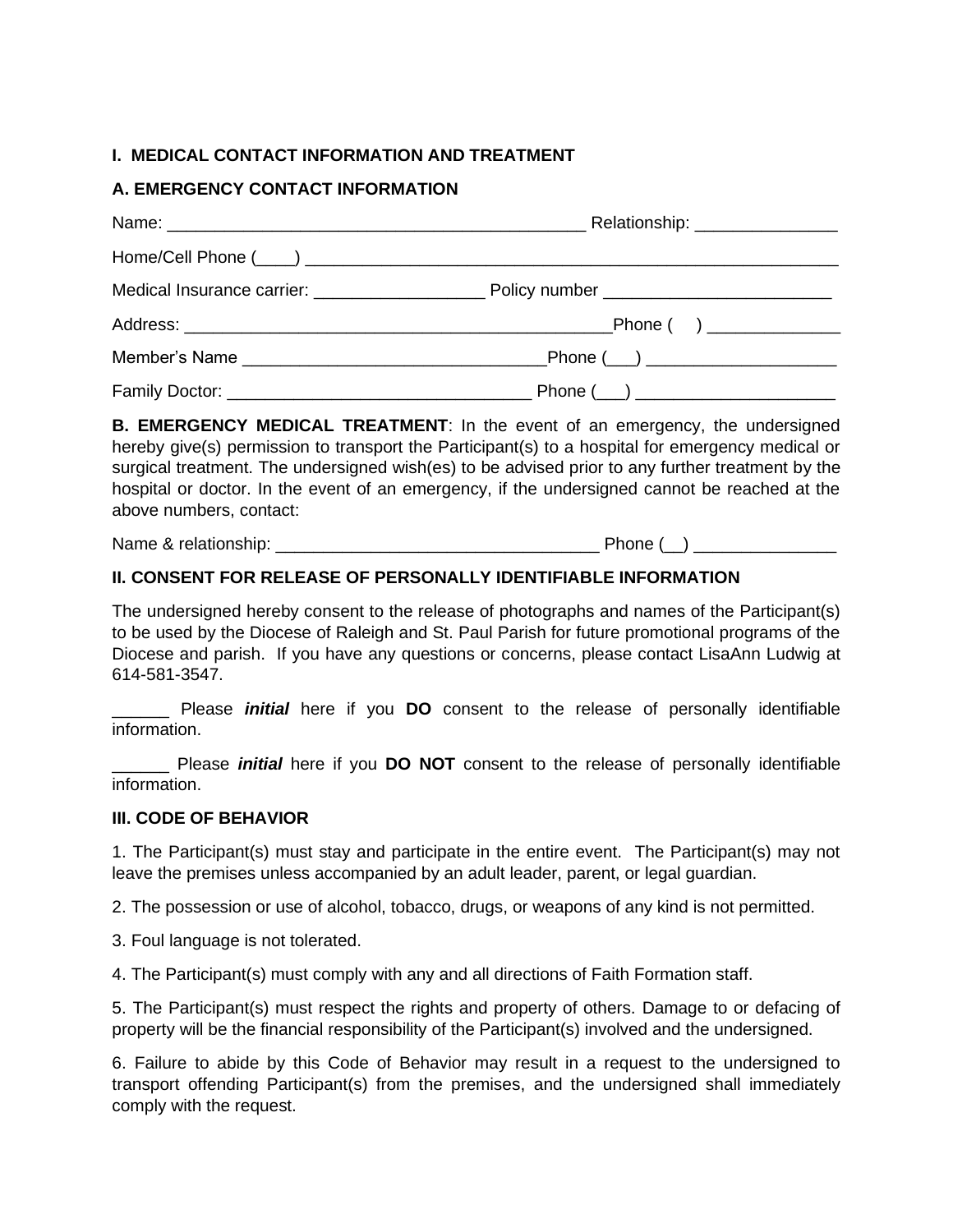## I. MEDICAL CONTACT INFORMATION AND TREATMENT

### A. EMERGENCY CONTACT INFORMATION

Name: ____________________________________________ Relationship: _______________

Home/Cell Phone (____) __________________________________________________________

Medical Insurance carrier: __________________ Policy number ________________________

Address: _______________________________________________Phone (    ) ______________

Member's Name ________________________________Phone (___) ____________________

Family Doctor: ________________________________ Phone (___) _____________________

**B. EMERGENCY MEDICAL TREATMENT**: In the event of an emergency, the undersigned hereby give(s) permission to transport the Participant(s) to a hospital for emergency medical or surgical treatment. The undersigned wish(es) to be advised prior to any further treatment by the hospital or doctor. In the event of an emergency, if the undersigned cannot be reached at the above numbers, contact:

Name & relationship: __________________________________ Phone (__) _______________

## II. CONSENT FOR RELEASE OF PERSONALLY IDENTIFIABLE INFORMATION

The undersigned hereby consent to the release of photographs and names of the Participant(s) to be used by the Diocese of Raleigh and St. Paul Parish for future promotional programs of the Diocese and parish. If you have any questions or concerns, please contact LisaAnn Ludwig at 614-581-3547.

______ Please ***initial*** here if you **DO** consent to the release of personally identifiable information.

______ Please ***initial*** here if you **DO NOT** consent to the release of personally identifiable information.

## III. CODE OF BEHAVIOR

1. The Participant(s) must stay and participate in the entire event. The Participant(s) may not leave the premises unless accompanied by an adult leader, parent, or legal guardian.

2. The possession or use of alcohol, tobacco, drugs, or weapons of any kind is not permitted.

3. Foul language is not tolerated.

4. The Participant(s) must comply with any and all directions of Faith Formation staff.

5. The Participant(s) must respect the rights and property of others. Damage to or defacing of property will be the financial responsibility of the Participant(s) involved and the undersigned.

6. Failure to abide by this Code of Behavior may result in a request to the undersigned to transport offending Participant(s) from the premises, and the undersigned shall immediately comply with the request.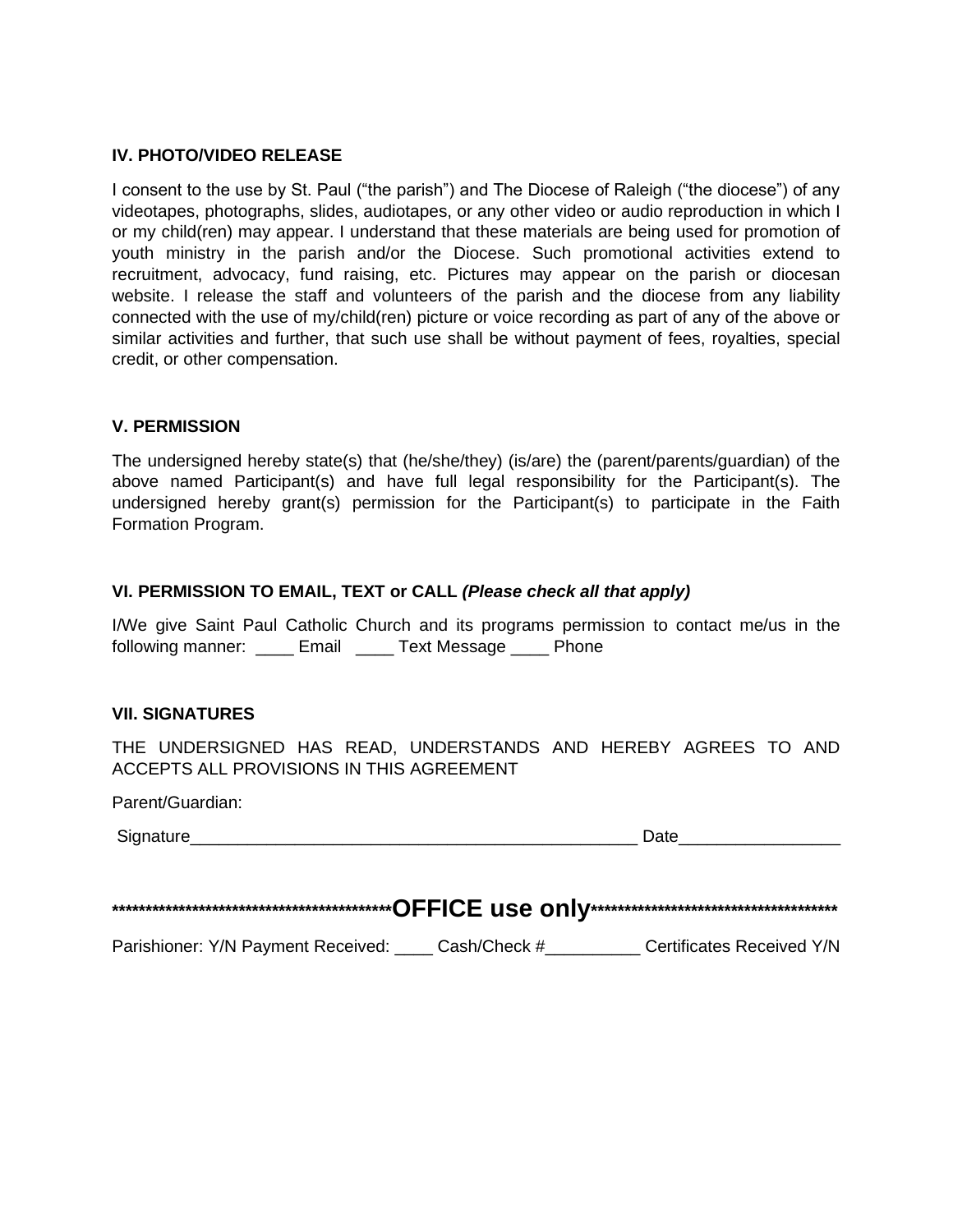**IV. PHOTO/VIDEO RELEASE**

I consent to the use by St. Paul ("the parish") and The Diocese of Raleigh ("the diocese") of any videotapes, photographs, slides, audiotapes, or any other video or audio reproduction in which I or my child(ren) may appear. I understand that these materials are being used for promotion of youth ministry in the parish and/or the Diocese. Such promotional activities extend to recruitment, advocacy, fund raising, etc. Pictures may appear on the parish or diocesan website. I release the staff and volunteers of the parish and the diocese from any liability connected with the use of my/child(ren) picture or voice recording as part of any of the above or similar activities and further, that such use shall be without payment of fees, royalties, special credit, or other compensation.

**V. PERMISSION**

The undersigned hereby state(s) that (he/she/they) (is/are) the (parent/parents/guardian) of the above named Participant(s) and have full legal responsibility for the Participant(s). The undersigned hereby grant(s) permission for the Participant(s) to participate in the Faith Formation Program.

**VI. PERMISSION TO EMAIL, TEXT or CALL *(Please check all that apply)***

I/We give Saint Paul Catholic Church and its programs permission to contact me/us in the following manner: ____ Email ____ Text Message ____ Phone

**VII. SIGNATURES**

THE UNDERSIGNED HAS READ, UNDERSTANDS AND HEREBY AGREES TO AND ACCEPTS ALL PROVISIONS IN THIS AGREEMENT

Parent/Guardian:

Signature_________________________________________________ Date_________________

*********************************************OFFICE use only***************************************

Parishioner: Y/N Payment Received: ____ Cash/Check #__________ Certificates Received Y/N